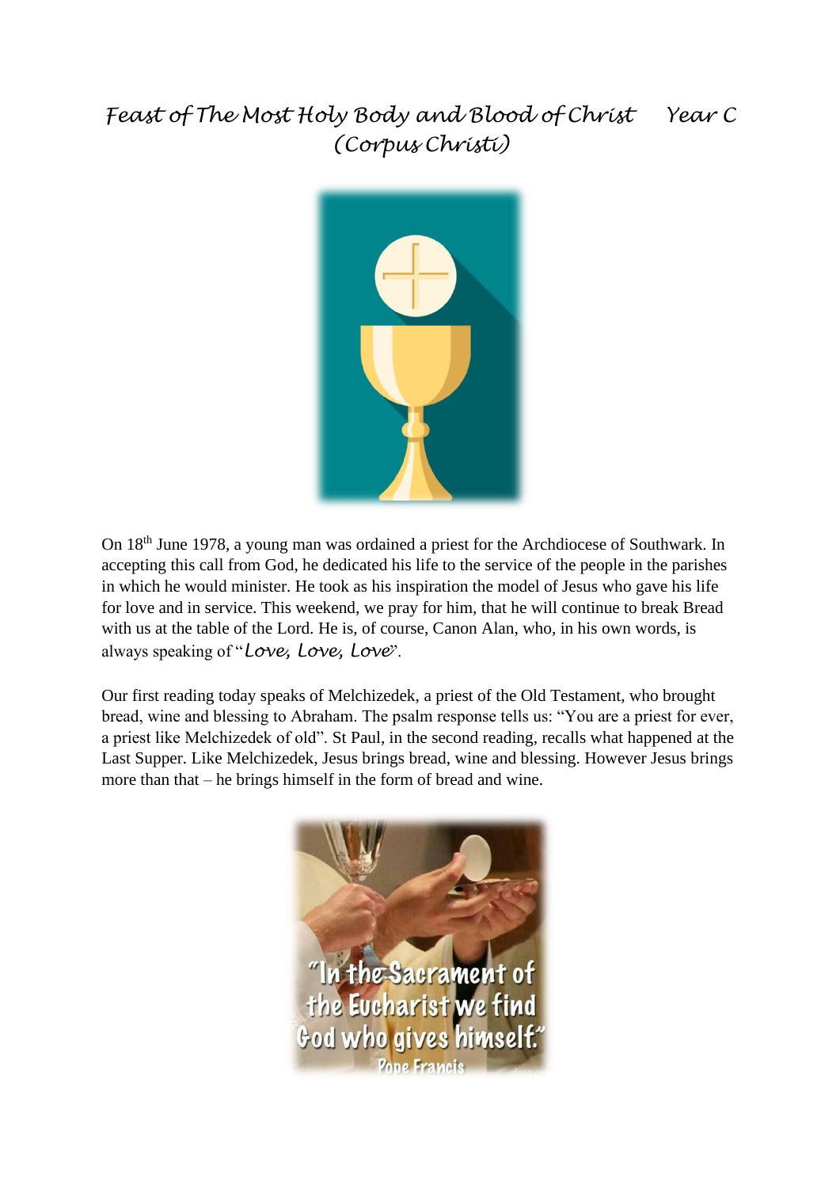# *Feast of The Most Holy Body and Blood of Christ Year C (Corpus Christi)*

On 18th June 1978, a young man was ordained a priest for the Archdiocese of Southwark. In accepting this call from God, he dedicated his life to the service of the people in the parishes in which he would minister. He took as his inspiration the model of Jesus who gave his life for love and in service. This weekend, we pray for him, that he will continue to break Bread with us at the table of the Lord. He is, of course, Canon Alan, who, in his own words, is always speaking of "*Love, Love, Love*".

Our first reading today speaks of Melchizedek, a priest of the Old Testament, who brought bread, wine and blessing to Abraham. The psalm response tells us: "You are a priest for ever, a priest like Melchizedek of old". St Paul, in the second reading, recalls what happened at the Last Supper. Like Melchizedek, Jesus brings bread, wine and blessing. However Jesus brings more than that – he brings himself in the form of bread and wine.

"In the Sacrament of the Eucharist we find God who gives himself."
Pope Francis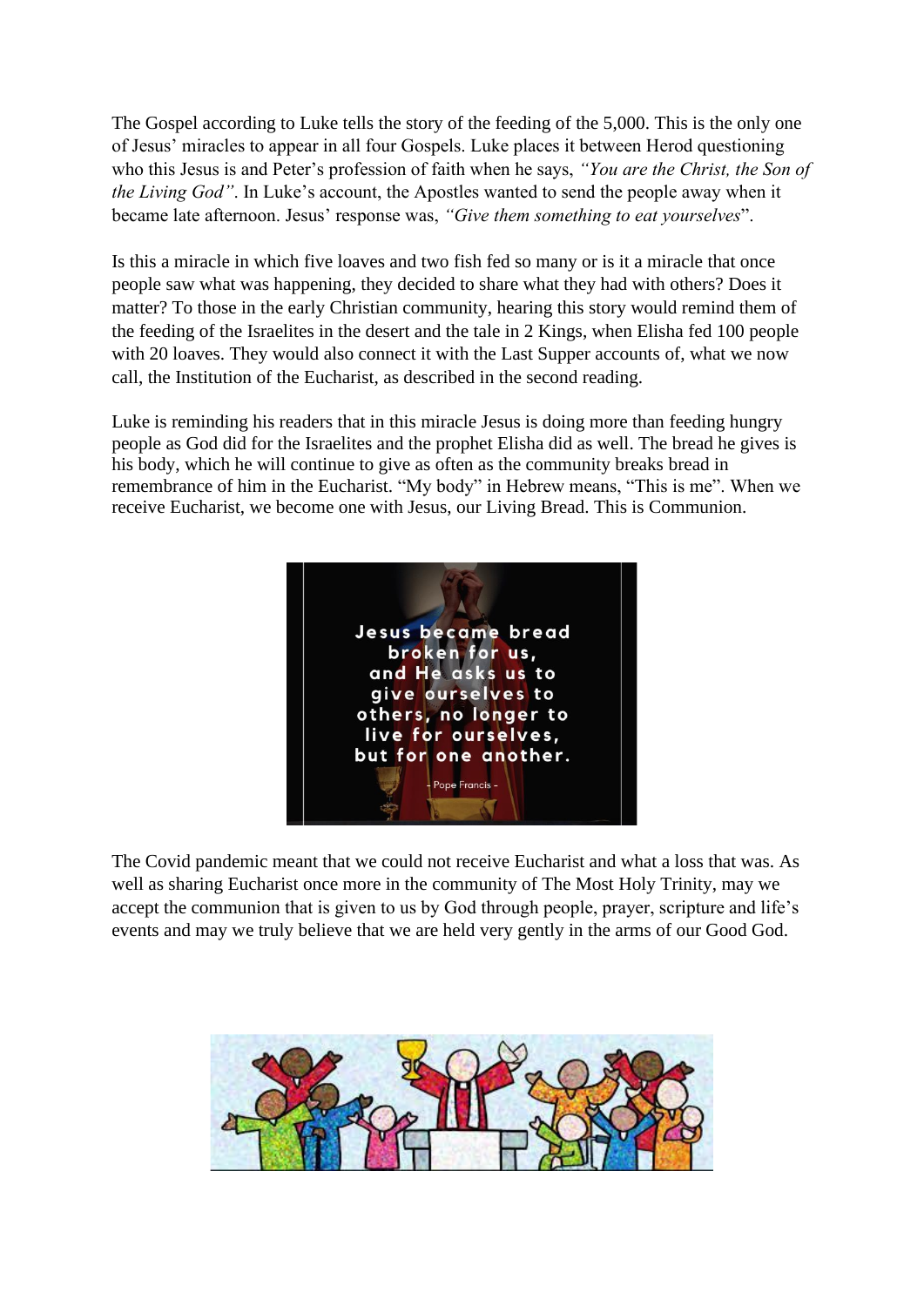The Gospel according to Luke tells the story of the feeding of the 5,000. This is the only one of Jesus' miracles to appear in all four Gospels. Luke places it between Herod questioning who this Jesus is and Peter's profession of faith when he says, *"You are the Christ, the Son of the Living God"*. In Luke's account, the Apostles wanted to send the people away when it became late afternoon. Jesus' response was, *"Give them something to eat yourselves"*.

Is this a miracle in which five loaves and two fish fed so many or is it a miracle that once people saw what was happening, they decided to share what they had with others? Does it matter? To those in the early Christian community, hearing this story would remind them of the feeding of the Israelites in the desert and the tale in 2 Kings, when Elisha fed 100 people with 20 loaves. They would also connect it with the Last Supper accounts of, what we now call, the Institution of the Eucharist, as described in the second reading.

Luke is reminding his readers that in this miracle Jesus is doing more than feeding hungry people as God did for the Israelites and the prophet Elisha did as well. The bread he gives is his body, which he will continue to give as often as the community breaks bread in remembrance of him in the Eucharist. "My body" in Hebrew means, "This is me". When we receive Eucharist, we become one with Jesus, our Living Bread. This is Communion.

Jesus became bread broken for us, and He asks us to give ourselves to others, no longer to live for ourselves, but for one another.

- Pope Francis -

The Covid pandemic meant that we could not receive Eucharist and what a loss that was. As well as sharing Eucharist once more in the community of The Most Holy Trinity, may we accept the communion that is given to us by God through people, prayer, scripture and life's events and may we truly believe that we are held very gently in the arms of our Good God.